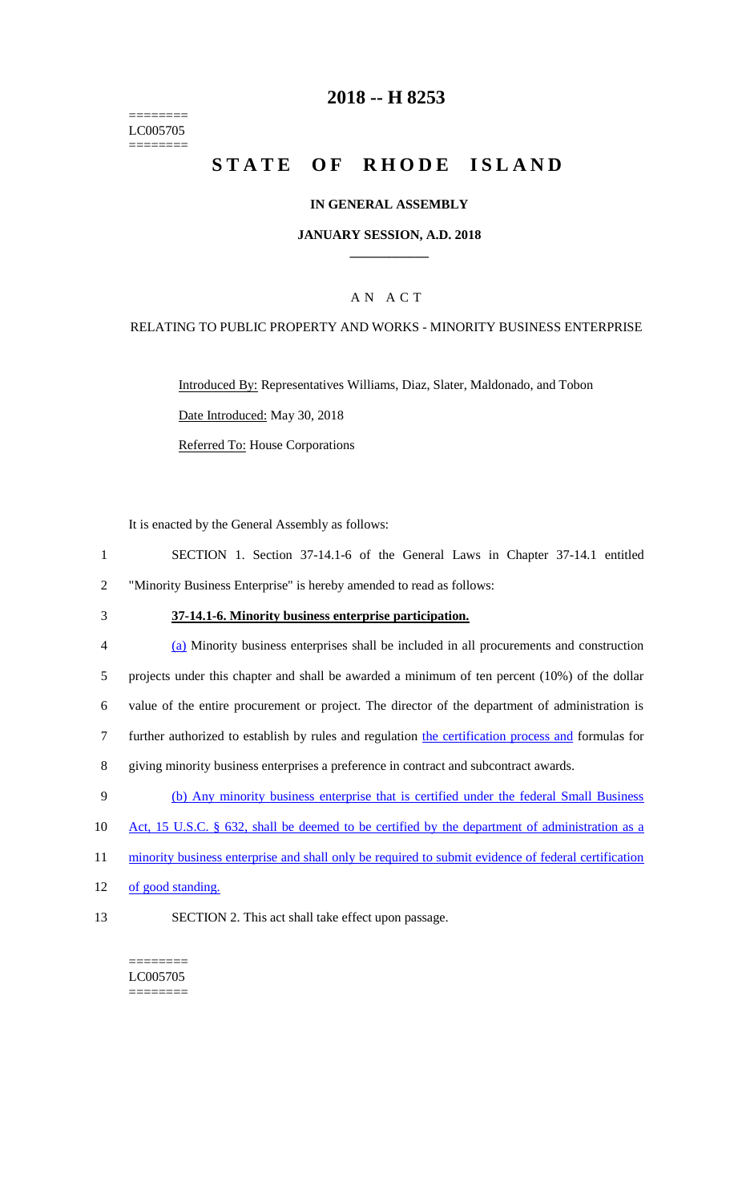========
LC005705
========

# 2018 -- H 8253

# STATE OF RHODE ISLAND

**IN GENERAL ASSEMBLY**

**JANUARY SESSION, A.D. 2018**

A N A C T

RELATING TO PUBLIC PROPERTY AND WORKS - MINORITY BUSINESS ENTERPRISE

Introduced By: Representatives Williams, Diaz, Slater, Maldonado, and Tobon

Date Introduced: May 30, 2018

Referred To: House Corporations

It is enacted by the General Assembly as follows:

1 SECTION 1. Section 37-14.1-6 of the General Laws in Chapter 37-14.1 entitled
2 "Minority Business Enterprise" is hereby amended to read as follows:

3 **37-14.1-6. Minority business enterprise participation.**

4 (a) Minority business enterprises shall be included in all procurements and construction
5 projects under this chapter and shall be awarded a minimum of ten percent (10%) of the dollar
6 value of the entire procurement or project. The director of the department of administration is
7 further authorized to establish by rules and regulation the certification process and formulas for
8 giving minority business enterprises a preference in contract and subcontract awards.

9 (b) Any minority business enterprise that is certified under the federal Small Business
10 Act, 15 U.S.C. § 632, shall be deemed to be certified by the department of administration as a
11 minority business enterprise and shall only be required to submit evidence of federal certification
12 of good standing.

13 SECTION 2. This act shall take effect upon passage.

========
LC005705
========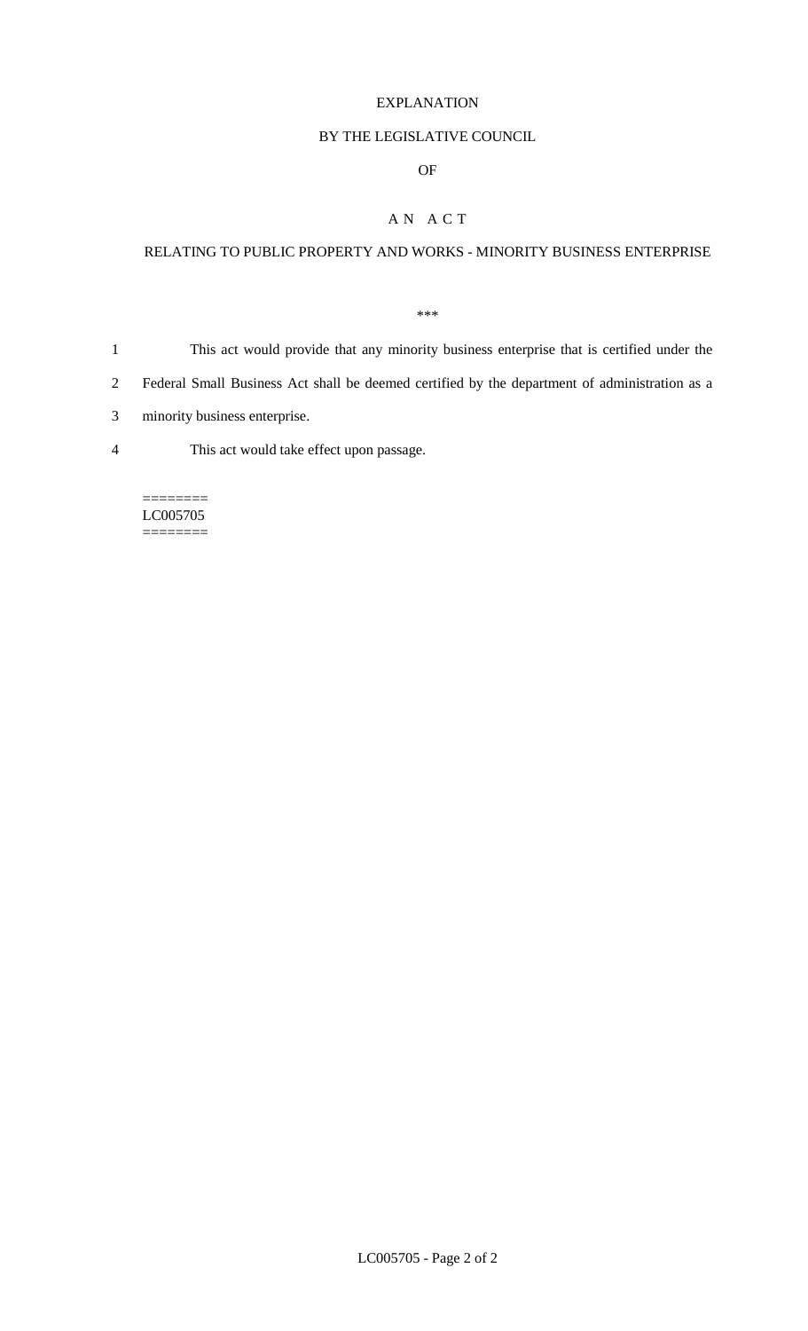EXPLANATION

BY THE LEGISLATIVE COUNCIL

OF

A N A C T

RELATING TO PUBLIC PROPERTY AND WORKS - MINORITY BUSINESS ENTERPRISE

\*\*\*

1 This act would provide that any minority business enterprise that is certified under the
2 Federal Small Business Act shall be deemed certified by the department of administration as a
3 minority business enterprise.
4 This act would take effect upon passage.

========
LC005705
========